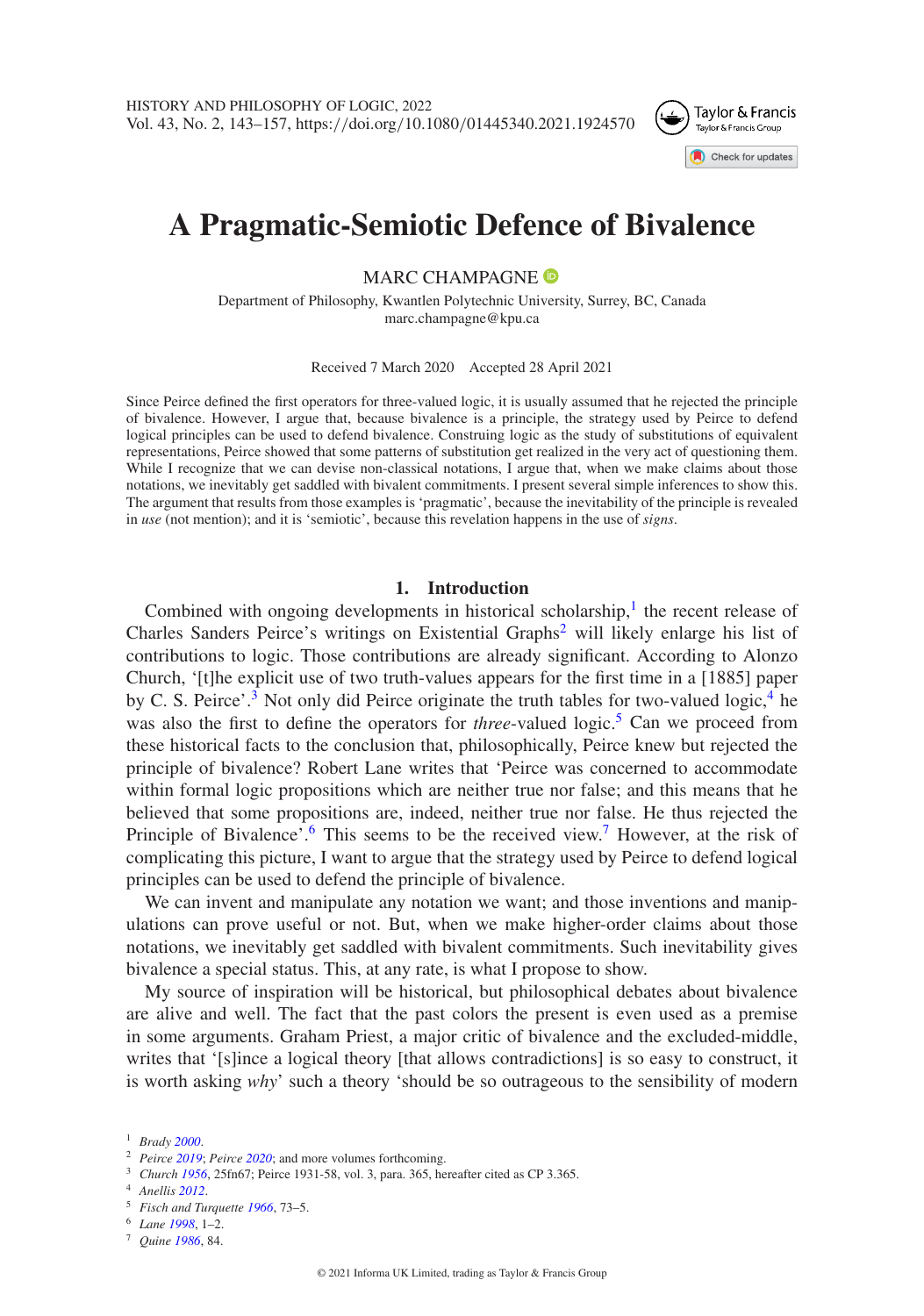# A Pragmatic-Semiotic Defence of Bivalence

MARC CHAMPAGNE

Department of Philosophy, Kwantlen Polytechnic University, Surrey, BC, Canada
marc.champagne@kpu.ca

Received 7 March 2020 Accepted 28 April 2021

Since Peirce defined the first operators for three-valued logic, it is usually assumed that he rejected the principle of bivalence. However, I argue that, because bivalence is a principle, the strategy used by Peirce to defend logical principles can be used to defend bivalence. Construing logic as the study of substitutions of equivalent representations, Peirce showed that some patterns of substitution get realized in the very act of questioning them. While I recognize that we can devise non-classical notations, I argue that, when we make claims about those notations, we inevitably get saddled with bivalent commitments. I present several simple inferences to show this. The argument that results from those examples is 'pragmatic', because the inevitability of the principle is revealed in *use* (not mention); and it is 'semiotic', because this revelation happens in the use of *signs*.

## 1. Introduction

Combined with ongoing developments in historical scholarship,[1] the recent release of Charles Sanders Peirce's writings on Existential Graphs[2] will likely enlarge his list of contributions to logic. Those contributions are already significant. According to Alonzo Church, '[t]he explicit use of two truth-values appears for the first time in a [1885] paper by C. S. Peirce'.[3] Not only did Peirce originate the truth tables for two-valued logic,[4] he was also the first to define the operators for *three*-valued logic.[5] Can we proceed from these historical facts to the conclusion that, philosophically, Peirce knew but rejected the principle of bivalence? Robert Lane writes that 'Peirce was concerned to accommodate within formal logic propositions which are neither true nor false; and this means that he believed that some propositions are, indeed, neither true nor false. He thus rejected the Principle of Bivalence'.[6] This seems to be the received view.[7] However, at the risk of complicating this picture, I want to argue that the strategy used by Peirce to defend logical principles can be used to defend the principle of bivalence.

We can invent and manipulate any notation we want; and those inventions and manipulations can prove useful or not. But, when we make higher-order claims about those notations, we inevitably get saddled with bivalent commitments. Such inevitability gives bivalence a special status. This, at any rate, is what I propose to show.

My source of inspiration will be historical, but philosophical debates about bivalence are alive and well. The fact that the past colors the present is even used as a premise in some arguments. Graham Priest, a major critic of bivalence and the excluded-middle, writes that '[s]ince a logical theory [that allows contradictions] is so easy to construct, it is worth asking *why*' such a theory 'should be so outrageous to the sensibility of modern

[1] *Brady 2000*.
[2] *Peirce 2019*; *Peirce 2020*; and more volumes forthcoming.
[3] *Church 1956*, 25fn67; Peirce 1931-58, vol. 3, para. 365, hereafter cited as CP 3.365.
[4] *Anellis 2012*.
[5] *Fisch and Turquette 1966*, 73–5.
[6] *Lane 1998*, 1–2.
[7] *Quine 1986*, 84.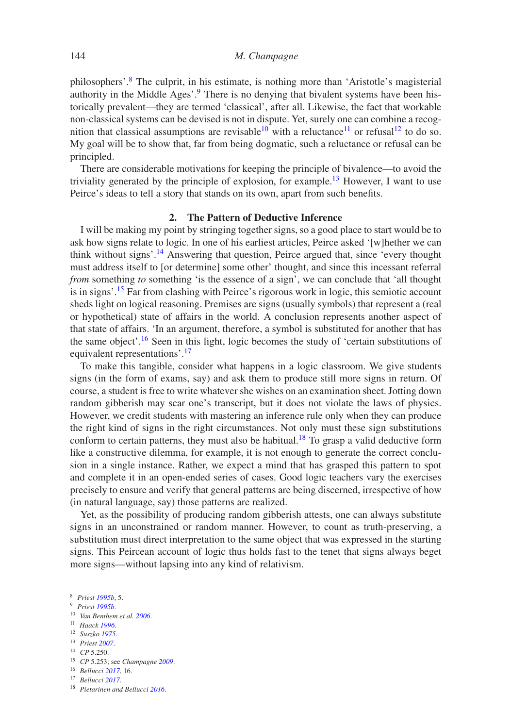philosophers'.[8] The culprit, in his estimate, is nothing more than 'Aristotle's magisterial authority in the Middle Ages'.[9] There is no denying that bivalent systems have been historically prevalent—they are termed 'classical', after all. Likewise, the fact that workable non-classical systems can be devised is not in dispute. Yet, surely one can combine a recognition that classical assumptions are revisable[10] with a reluctance[11] or refusal[12] to do so. My goal will be to show that, far from being dogmatic, such a reluctance or refusal can be principled.

There are considerable motivations for keeping the principle of bivalence—to avoid the triviality generated by the principle of explosion, for example.[13] However, I want to use Peirce's ideas to tell a story that stands on its own, apart from such benefits.

## 2. The Pattern of Deductive Inference

I will be making my point by stringing together signs, so a good place to start would be to ask how signs relate to logic. In one of his earliest articles, Peirce asked '[w]hether we can think without signs'.[14] Answering that question, Peirce argued that, since 'every thought must address itself to [or determine] some other' thought, and since this incessant referral *from* something *to* something 'is the essence of a sign', we can conclude that 'all thought is in signs'.[15] Far from clashing with Peirce's rigorous work in logic, this semiotic account sheds light on logical reasoning. Premises are signs (usually symbols) that represent a (real or hypothetical) state of affairs in the world. A conclusion represents another aspect of that state of affairs. 'In an argument, therefore, a symbol is substituted for another that has the same object'.[16] Seen in this light, logic becomes the study of 'certain substitutions of equivalent representations'.[17]

To make this tangible, consider what happens in a logic classroom. We give students signs (in the form of exams, say) and ask them to produce still more signs in return. Of course, a student is free to write whatever she wishes on an examination sheet. Jotting down random gibberish may scar one's transcript, but it does not violate the laws of physics. However, we credit students with mastering an inference rule only when they can produce the right kind of signs in the right circumstances. Not only must these sign substitutions conform to certain patterns, they must also be habitual.[18] To grasp a valid deductive form like a constructive dilemma, for example, it is not enough to generate the correct conclusion in a single instance. Rather, we expect a mind that has grasped this pattern to spot and complete it in an open-ended series of cases. Good logic teachers vary the exercises precisely to ensure and verify that general patterns are being discerned, irrespective of how (in natural language, say) those patterns are realized.

Yet, as the possibility of producing random gibberish attests, one can always substitute signs in an unconstrained or random manner. However, to count as truth-preserving, a substitution must direct interpretation to the same object that was expressed in the starting signs. This Peircean account of logic thus holds fast to the tenet that signs always beget more signs—without lapsing into any kind of relativism.

---

[8] *Priest 1995b*, 5.
[9] *Priest 1995b*.
[10] *Van Benthem et al. 2006*.
[11] *Haack 1996*.
[12] *Suszko 1975*.
[13] *Priest 2007*.
[14] *CP* 5.250.
[15] *CP* 5.253; see *Champagne 2009*.
[16] *Bellucci 2017*, 16.
[17] *Bellucci 2017*.
[18] *Pietarinen and Bellucci 2016*.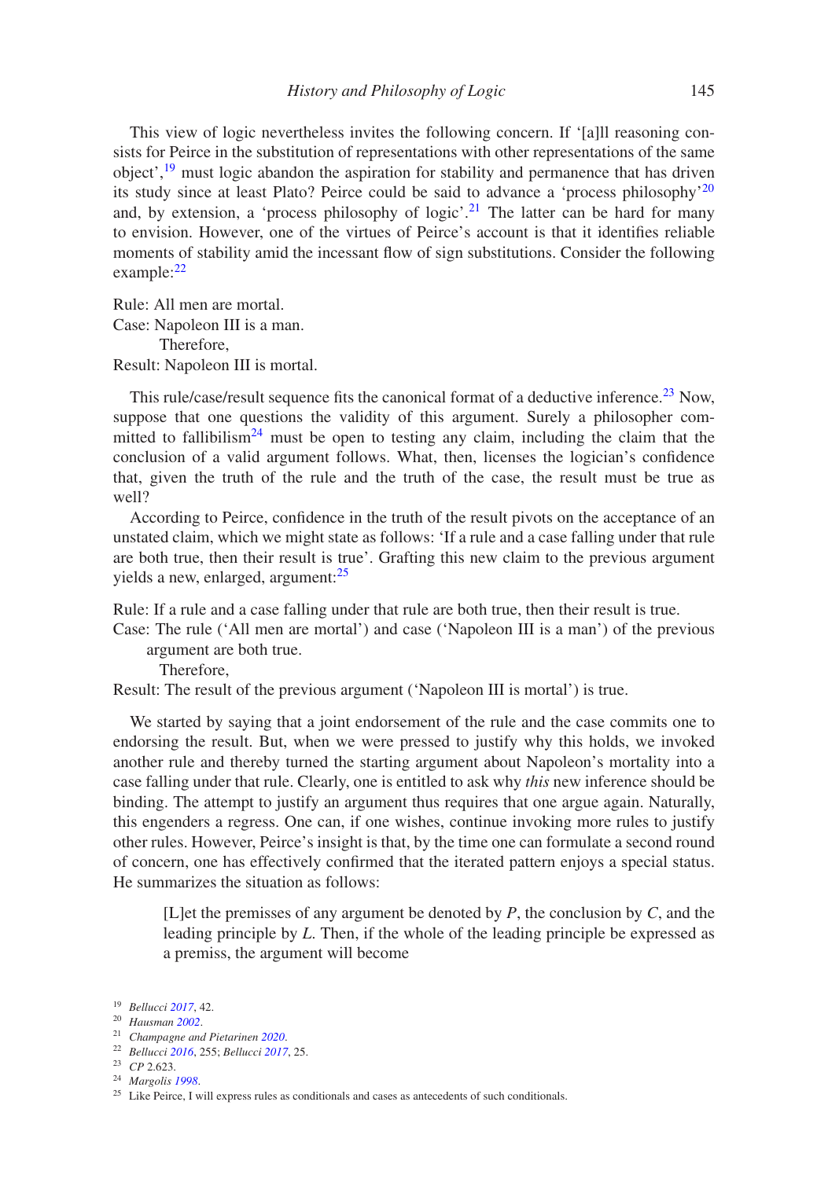This view of logic nevertheless invites the following concern. If '[a]ll reasoning consists for Peirce in the substitution of representations with other representations of the same object',[19] must logic abandon the aspiration for stability and permanence that has driven its study since at least Plato? Peirce could be said to advance a 'process philosophy'[20] and, by extension, a 'process philosophy of logic'.[21] The latter can be hard for many to envision. However, one of the virtues of Peirce's account is that it identifies reliable moments of stability amid the incessant flow of sign substitutions. Consider the following example:[22]

Rule: All men are mortal.
Case: Napoleon III is a man.
Therefore,
Result: Napoleon III is mortal.

This rule/case/result sequence fits the canonical format of a deductive inference.[23] Now, suppose that one questions the validity of this argument. Surely a philosopher committed to fallibilism[24] must be open to testing any claim, including the claim that the conclusion of a valid argument follows. What, then, licenses the logician's confidence that, given the truth of the rule and the truth of the case, the result must be true as well?

According to Peirce, confidence in the truth of the result pivots on the acceptance of an unstated claim, which we might state as follows: 'If a rule and a case falling under that rule are both true, then their result is true'. Grafting this new claim to the previous argument yields a new, enlarged, argument:[25]

Rule: If a rule and a case falling under that rule are both true, then their result is true.
Case: The rule ('All men are mortal') and case ('Napoleon III is a man') of the previous argument are both true.
Therefore,
Result: The result of the previous argument ('Napoleon III is mortal') is true.

We started by saying that a joint endorsement of the rule and the case commits one to endorsing the result. But, when we were pressed to justify why this holds, we invoked another rule and thereby turned the starting argument about Napoleon's mortality into a case falling under that rule. Clearly, one is entitled to ask why *this* new inference should be binding. The attempt to justify an argument thus requires that one argue again. Naturally, this engenders a regress. One can, if one wishes, continue invoking more rules to justify other rules. However, Peirce's insight is that, by the time one can formulate a second round of concern, one has effectively confirmed that the iterated pattern enjoys a special status. He summarizes the situation as follows:

> [L]et the premisses of any argument be denoted by $P$, the conclusion by $C$, and the leading principle by $L$. Then, if the whole of the leading principle be expressed as a premiss, the argument will become

[19] *Bellucci 2017*, 42.
[20] *Hausman 2002*.
[21] *Champagne and Pietarinen 2020*.
[22] *Bellucci 2016*, 255; *Bellucci 2017*, 25.
[23] *CP* 2.623.
[24] *Margolis 1998*.
[25] Like Peirce, I will express rules as conditionals and cases as antecedents of such conditionals.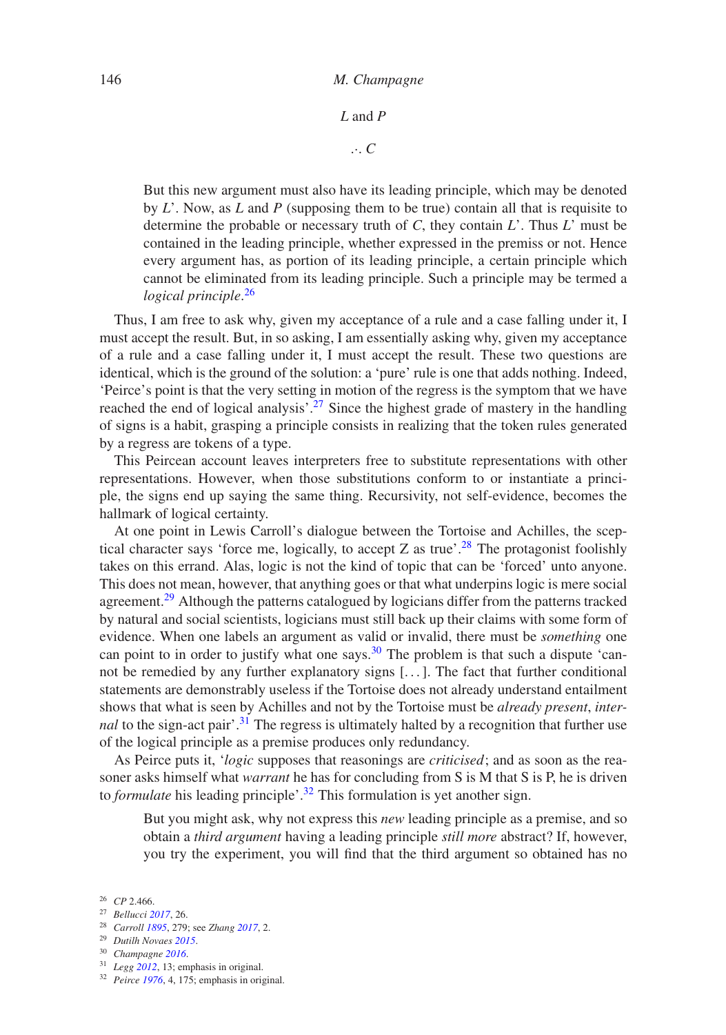*L* and *P*

∴ *C*

> But this new argument must also have its leading principle, which may be denoted by *L*'. Now, as *L* and *P* (supposing them to be true) contain all that is requisite to determine the probable or necessary truth of *C*, they contain *L*'. Thus *L*' must be contained in the leading principle, whether expressed in the premiss or not. Hence every argument has, as portion of its leading principle, a certain principle which cannot be eliminated from its leading principle. Such a principle may be termed a *logical principle*.[26]

Thus, I am free to ask why, given my acceptance of a rule and a case falling under it, I must accept the result. But, in so asking, I am essentially asking why, given my acceptance of a rule and a case falling under it, I must accept the result. These two questions are identical, which is the ground of the solution: a 'pure' rule is one that adds nothing. Indeed, 'Peirce's point is that the very setting in motion of the regress is the symptom that we have reached the end of logical analysis'.[27] Since the highest grade of mastery in the handling of signs is a habit, grasping a principle consists in realizing that the token rules generated by a regress are tokens of a type.

This Peircean account leaves interpreters free to substitute representations with other representations. However, when those substitutions conform to or instantiate a principle, the signs end up saying the same thing. Recursivity, not self-evidence, becomes the hallmark of logical certainty.

At one point in Lewis Carroll's dialogue between the Tortoise and Achilles, the sceptical character says 'force me, logically, to accept Z as true'.[28] The protagonist foolishly takes on this errand. Alas, logic is not the kind of topic that can be 'forced' unto anyone. This does not mean, however, that anything goes or that what underpins logic is mere social agreement.[29] Although the patterns catalogued by logicians differ from the patterns tracked by natural and social scientists, logicians must still back up their claims with some form of evidence. When one labels an argument as valid or invalid, there must be *something* one can point to in order to justify what one says.[30] The problem is that such a dispute 'cannot be remedied by any further explanatory signs [...]. The fact that further conditional statements are demonstrably useless if the Tortoise does not already understand entailment shows that what is seen by Achilles and not by the Tortoise must be *already present*, *internal* to the sign-act pair'.[31] The regress is ultimately halted by a recognition that further use of the logical principle as a premise produces only redundancy.

As Peirce puts it, '*logic* supposes that reasonings are *criticised*; and as soon as the reasoner asks himself what *warrant* he has for concluding from S is M that S is P, he is driven to *formulate* his leading principle'.[32] This formulation is yet another sign.

> But you might ask, why not express this *new* leading principle as a premise, and so obtain a *third argument* having a leading principle *still more* abstract? If, however, you try the experiment, you will find that the third argument so obtained has no

[26] *CP* 2.466.
[27] *Bellucci 2017*, 26.
[28] *Carroll 1895*, 279; see *Zhang 2017*, 2.
[29] *Dutilh Novaes 2015*.
[30] *Champagne 2016*.
[31] *Legg 2012*, 13; emphasis in original.
[32] *Peirce 1976*, 4, 175; emphasis in original.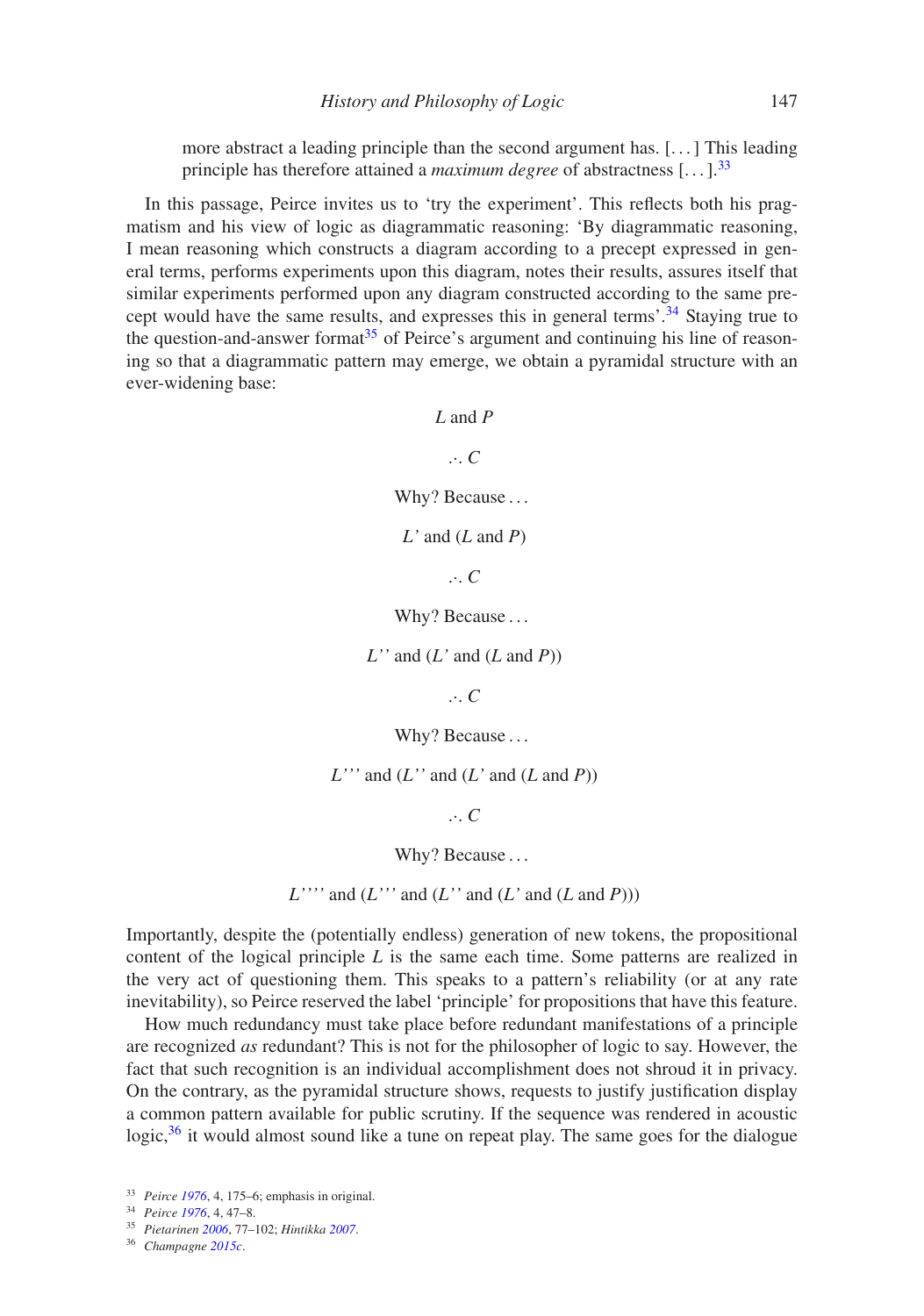more abstract a leading principle than the second argument has. [. . . ] This leading principle has therefore attained a *maximum degree* of abstractness [. . . ].[33]

In this passage, Peirce invites us to 'try the experiment'. This reflects both his pragmatism and his view of logic as diagrammatic reasoning: 'By diagrammatic reasoning, I mean reasoning which constructs a diagram according to a precept expressed in general terms, performs experiments upon this diagram, notes their results, assures itself that similar experiments performed upon any diagram constructed according to the same precept would have the same results, and expresses this in general terms'.[34] Staying true to the question-and-answer format[35] of Peirce's argument and continuing his line of reasoning so that a diagrammatic pattern may emerge, we obtain a pyramidal structure with an ever-widening base:

*L* and *P*

∴ *C*

Why? Because . . .

*L'* and (*L* and *P*)

∴ *C*

Why? Because . . .

*L''* and (*L'* and (*L* and *P*))

∴ *C*

Why? Because . . .

*L'''* and (*L''* and (*L'* and (*L* and *P*))

∴ *C*

Why? Because . . .

*L''''* and (*L'''* and (*L''* and (*L'* and (*L* and *P*)))

Importantly, despite the (potentially endless) generation of new tokens, the propositional content of the logical principle *L* is the same each time. Some patterns are realized in the very act of questioning them. This speaks to a pattern's reliability (or at any rate inevitability), so Peirce reserved the label 'principle' for propositions that have this feature.

How much redundancy must take place before redundant manifestations of a principle are recognized *as* redundant? This is not for the philosopher of logic to say. However, the fact that such recognition is an individual accomplishment does not shroud it in privacy. On the contrary, as the pyramidal structure shows, requests to justify justification display a common pattern available for public scrutiny. If the sequence was rendered in acoustic logic,[36] it would almost sound like a tune on repeat play. The same goes for the dialogue

---

[33] *Peirce 1976*, 4, 175–6; emphasis in original.

[34] *Peirce 1976*, 4, 47–8.

[35] *Pietarinen 2006*, 77–102; *Hintikka 2007*.

[36] *Champagne 2015c*.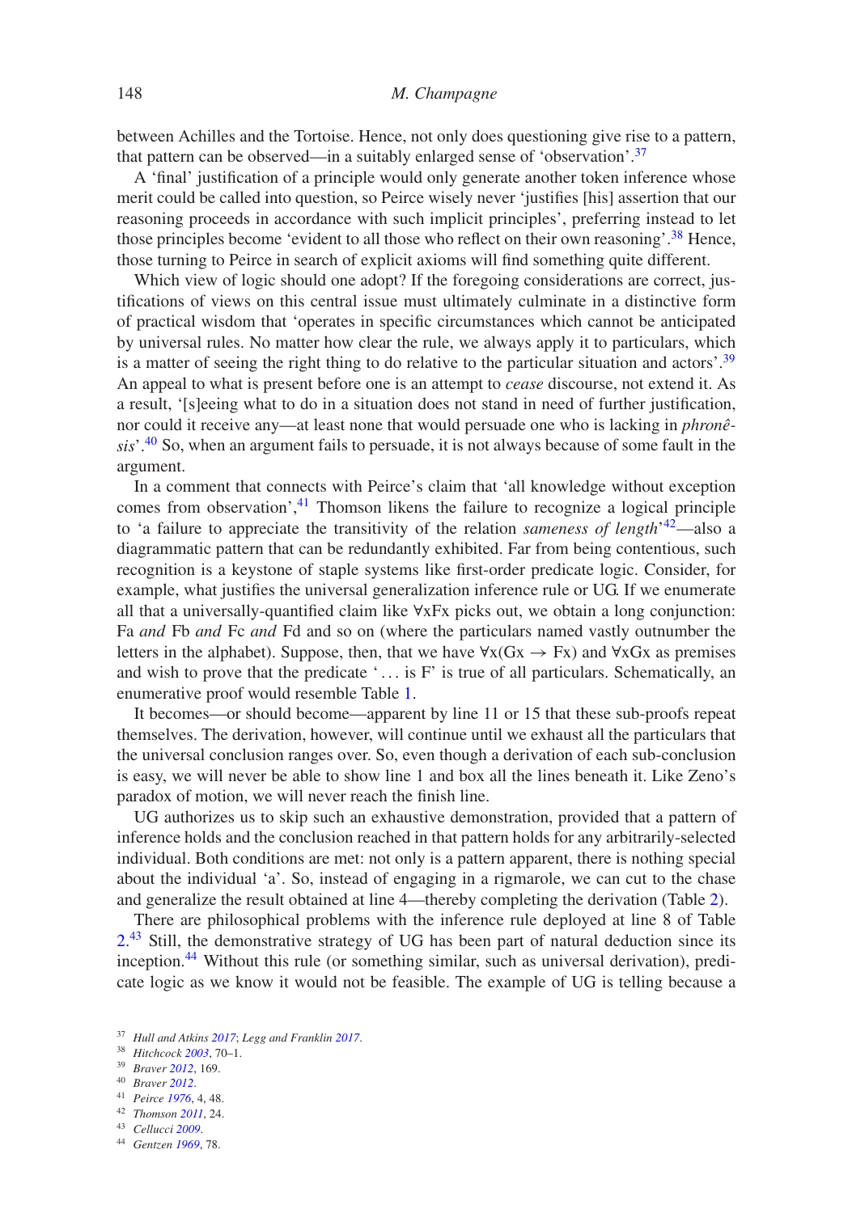between Achilles and the Tortoise. Hence, not only does questioning give rise to a pattern, that pattern can be observed—in a suitably enlarged sense of 'observation'.[37]

A 'final' justification of a principle would only generate another token inference whose merit could be called into question, so Peirce wisely never 'justifies [his] assertion that our reasoning proceeds in accordance with such implicit principles', preferring instead to let those principles become 'evident to all those who reflect on their own reasoning'.[38] Hence, those turning to Peirce in search of explicit axioms will find something quite different.

Which view of logic should one adopt? If the foregoing considerations are correct, justifications of views on this central issue must ultimately culminate in a distinctive form of practical wisdom that 'operates in specific circumstances which cannot be anticipated by universal rules. No matter how clear the rule, we always apply it to particulars, which is a matter of seeing the right thing to do relative to the particular situation and actors'.[39] An appeal to what is present before one is an attempt to *cease* discourse, not extend it. As a result, '[s]eeing what to do in a situation does not stand in need of further justification, nor could it receive any—at least none that would persuade one who is lacking in *phronêsis*'.[40] So, when an argument fails to persuade, it is not always because of some fault in the argument.

In a comment that connects with Peirce's claim that 'all knowledge without exception comes from observation',[41] Thomson likens the failure to recognize a logical principle to 'a failure to appreciate the transitivity of the relation *sameness of length*'[42]—also a diagrammatic pattern that can be redundantly exhibited. Far from being contentious, such recognition is a keystone of staple systems like first-order predicate logic. Consider, for example, what justifies the universal generalization inference rule or UG. If we enumerate all that a universally-quantified claim like ∀xFx picks out, we obtain a long conjunction: Fa *and* Fb *and* Fc *and* Fd and so on (where the particulars named vastly outnumber the letters in the alphabet). Suppose, then, that we have ∀x(Gx → Fx) and ∀xGx as premises and wish to prove that the predicate '... is F' is true of all particulars. Schematically, an enumerative proof would resemble Table 1.

It becomes—or should become—apparent by line 11 or 15 that these sub-proofs repeat themselves. The derivation, however, will continue until we exhaust all the particulars that the universal conclusion ranges over. So, even though a derivation of each sub-conclusion is easy, we will never be able to show line 1 and box all the lines beneath it. Like Zeno's paradox of motion, we will never reach the finish line.

UG authorizes us to skip such an exhaustive demonstration, provided that a pattern of inference holds and the conclusion reached in that pattern holds for any arbitrarily-selected individual. Both conditions are met: not only is a pattern apparent, there is nothing special about the individual 'a'. So, instead of engaging in a rigmarole, we can cut to the chase and generalize the result obtained at line 4—thereby completing the derivation (Table 2).

There are philosophical problems with the inference rule deployed at line 8 of Table 2.[43] Still, the demonstrative strategy of UG has been part of natural deduction since its inception.[44] Without this rule (or something similar, such as universal derivation), predicate logic as we know it would not be feasible. The example of UG is telling because a

[37] *Hull and Atkins 2017*; *Legg and Franklin 2017*.
[38] *Hitchcock 2003*, 70–1.
[39] *Braver 2012*, 169.
[40] *Braver 2012*.
[41] *Peirce 1976*, 4, 48.
[42] *Thomson 2011*, 24.
[43] *Cellucci 2009*.
[44] *Gentzen 1969*, 78.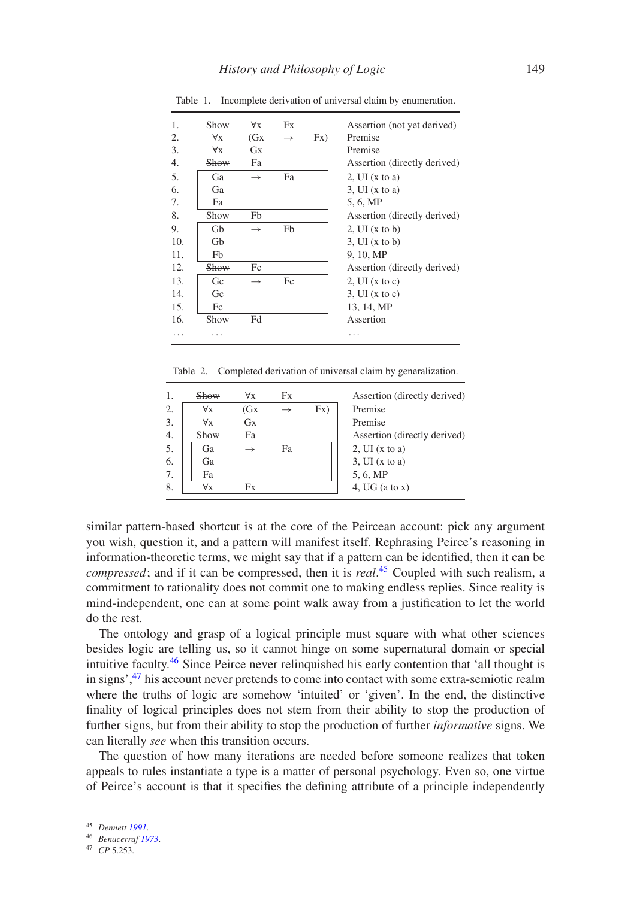Table 1. Incomplete derivation of universal claim by enumeration.

| | | | | | |
|---|---|---|---|---|---|
| 1. | Show | ∀x | Fx | | Assertion (not yet derived) |
| 2. | ∀x | (Gx | → | Fx) | Premise |
| 3. | ∀x | Gx | | | Premise |
| 4. | ~~Show~~ | Fa | | | Assertion (directly derived) |
| 5. | Ga | → | Fa | | 2, UI (x to a) |
| 6. | Ga | | | | 3, UI (x to a) |
| 7. | Fa | | | | 5, 6, MP |
| 8. | ~~Show~~ | Fb | | | Assertion (directly derived) |
| 9. | Gb | → | Fb | | 2, UI (x to b) |
| 10. | Gb | | | | 3, UI (x to b) |
| 11. | Fb | | | | 9, 10, MP |
| 12. | ~~Show~~ | Fc | | | Assertion (directly derived) |
| 13. | Gc | → | Fc | | 2, UI (x to c) |
| 14. | Gc | | | | 3, UI (x to c) |
| 15. | Fc | | | | 13, 14, MP |
| 16. | Show | Fd | | | Assertion |
| ... | ... | | | | ... |

Table 2. Completed derivation of universal claim by generalization.

| | | | | | |
|---|---|---|---|---|---|
| 1. | ~~Show~~ | ∀x | Fx | | Assertion (directly derived) |
| 2. | ∀x | (Gx | → | Fx) | Premise |
| 3. | ∀x | Gx | | | Premise |
| 4. | ~~Show~~ | Fa | | | Assertion (directly derived) |
| 5. | Ga | → | Fa | | 2, UI (x to a) |
| 6. | Ga | | | | 3, UI (x to a) |
| 7. | Fa | | | | 5, 6, MP |
| 8. | ∀x | Fx | | | 4, UG (a to x) |

similar pattern-based shortcut is at the core of the Peircean account: pick any argument you wish, question it, and a pattern will manifest itself. Rephrasing Peirce's reasoning in information-theoretic terms, we might say that if a pattern can be identified, then it can be *compressed*; and if it can be compressed, then it is *real*.[45] Coupled with such realism, a commitment to rationality does not commit one to making endless replies. Since reality is mind-independent, one can at some point walk away from a justification to let the world do the rest.

The ontology and grasp of a logical principle must square with what other sciences besides logic are telling us, so it cannot hinge on some supernatural domain or special intuitive faculty.[46] Since Peirce never relinquished his early contention that 'all thought is in signs',[47] his account never pretends to come into contact with some extra-semiotic realm where the truths of logic are somehow 'intuited' or 'given'. In the end, the distinctive finality of logical principles does not stem from their ability to stop the production of further signs, but from their ability to stop the production of further *informative* signs. We can literally *see* when this transition occurs.

The question of how many iterations are needed before someone realizes that token appeals to rules instantiate a type is a matter of personal psychology. Even so, one virtue of Peirce's account is that it specifies the defining attribute of a principle independently

[45] *Dennett* 1991.

[46] *Benacerraf* 1973.

[47] *CP* 5.253.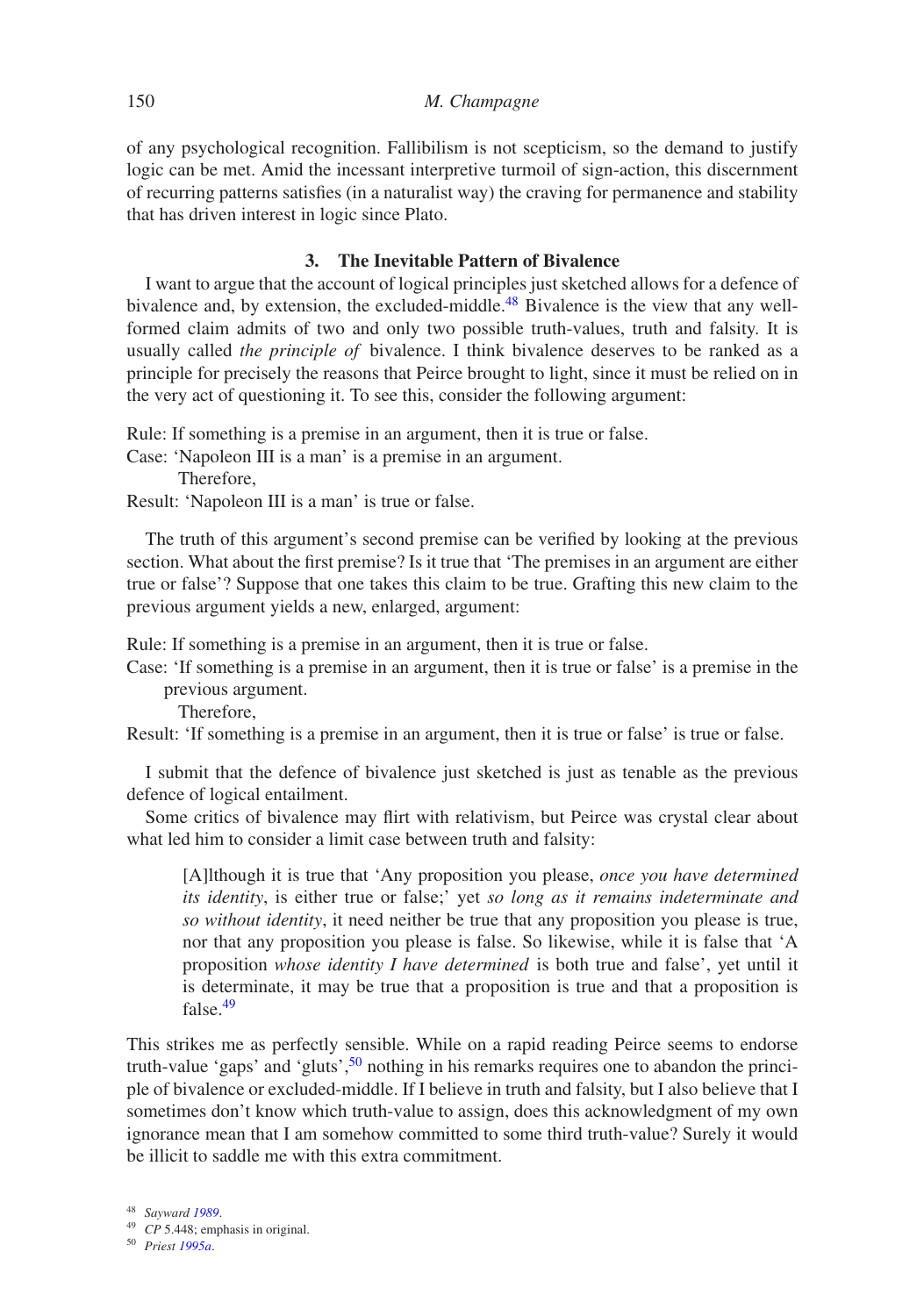of any psychological recognition. Fallibilism is not scepticism, so the demand to justify logic can be met. Amid the incessant interpretive turmoil of sign-action, this discernment of recurring patterns satisfies (in a naturalist way) the craving for permanence and stability that has driven interest in logic since Plato.

## 3. The Inevitable Pattern of Bivalence

I want to argue that the account of logical principles just sketched allows for a defence of bivalence and, by extension, the excluded-middle.[48] Bivalence is the view that any well-formed claim admits of two and only two possible truth-values, truth and falsity. It is usually called *the principle of* bivalence. I think bivalence deserves to be ranked as a principle for precisely the reasons that Peirce brought to light, since it must be relied on in the very act of questioning it. To see this, consider the following argument:

Rule: If something is a premise in an argument, then it is true or false.
Case: 'Napoleon III is a man' is a premise in an argument.
Therefore,
Result: 'Napoleon III is a man' is true or false.

The truth of this argument's second premise can be verified by looking at the previous section. What about the first premise? Is it true that 'The premises in an argument are either true or false'? Suppose that one takes this claim to be true. Grafting this new claim to the previous argument yields a new, enlarged, argument:

Rule: If something is a premise in an argument, then it is true or false.
Case: 'If something is a premise in an argument, then it is true or false' is a premise in the previous argument.
Therefore,
Result: 'If something is a premise in an argument, then it is true or false' is true or false.

I submit that the defence of bivalence just sketched is just as tenable as the previous defence of logical entailment.

Some critics of bivalence may flirt with relativism, but Peirce was crystal clear about what led him to consider a limit case between truth and falsity:

> [A]lthough it is true that 'Any proposition you please, *once you have determined its identity*, is either true or false;' yet *so long as it remains indeterminate and so without identity*, it need neither be true that any proposition you please is true, nor that any proposition you please is false. So likewise, while it is false that 'A proposition *whose identity I have determined* is both true and false', yet until it is determinate, it may be true that a proposition is true and that a proposition is false.[49]

This strikes me as perfectly sensible. While on a rapid reading Peirce seems to endorse truth-value 'gaps' and 'gluts',[50] nothing in his remarks requires one to abandon the principle of bivalence or excluded-middle. If I believe in truth and falsity, but I also believe that I sometimes don't know which truth-value to assign, does this acknowledgment of my own ignorance mean that I am somehow committed to some third truth-value? Surely it would be illicit to saddle me with this extra commitment.

[48] *Sayward 1989*.
[49] *CP* 5.448; emphasis in original.
[50] *Priest 1995a*.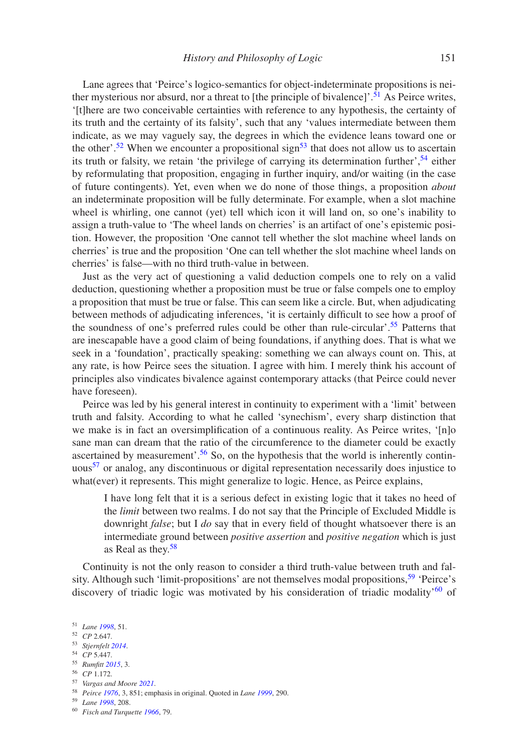Lane agrees that 'Peirce's logico-semantics for object-indeterminate propositions is neither mysterious nor absurd, nor a threat to [the principle of bivalence]'.[51] As Peirce writes, '[t]here are two conceivable certainties with reference to any hypothesis, the certainty of its truth and the certainty of its falsity', such that any 'values intermediate between them indicate, as we may vaguely say, the degrees in which the evidence leans toward one or the other'.[52] When we encounter a propositional sign[53] that does not allow us to ascertain its truth or falsity, we retain 'the privilege of carrying its determination further',[54] either by reformulating that proposition, engaging in further inquiry, and/or waiting (in the case of future contingents). Yet, even when we do none of those things, a proposition *about* an indeterminate proposition will be fully determinate. For example, when a slot machine wheel is whirling, one cannot (yet) tell which icon it will land on, so one's inability to assign a truth-value to 'The wheel lands on cherries' is an artifact of one's epistemic position. However, the proposition 'One cannot tell whether the slot machine wheel lands on cherries' is true and the proposition 'One can tell whether the slot machine wheel lands on cherries' is false—with no third truth-value in between.

Just as the very act of questioning a valid deduction compels one to rely on a valid deduction, questioning whether a proposition must be true or false compels one to employ a proposition that must be true or false. This can seem like a circle. But, when adjudicating between methods of adjudicating inferences, 'it is certainly difficult to see how a proof of the soundness of one's preferred rules could be other than rule-circular'.[55] Patterns that are inescapable have a good claim of being foundations, if anything does. That is what we seek in a 'foundation', practically speaking: something we can always count on. This, at any rate, is how Peirce sees the situation. I agree with him. I merely think his account of principles also vindicates bivalence against contemporary attacks (that Peirce could never have foreseen).

Peirce was led by his general interest in continuity to experiment with a 'limit' between truth and falsity. According to what he called 'synechism', every sharp distinction that we make is in fact an oversimplification of a continuous reality. As Peirce writes, '[n]o sane man can dream that the ratio of the circumference to the diameter could be exactly ascertained by measurement'.[56] So, on the hypothesis that the world is inherently continuous[57] or analog, any discontinuous or digital representation necessarily does injustice to what(ever) it represents. This might generalize to logic. Hence, as Peirce explains,

> I have long felt that it is a serious defect in existing logic that it takes no heed of the *limit* between two realms. I do not say that the Principle of Excluded Middle is downright *false*; but I *do* say that in every field of thought whatsoever there is an intermediate ground between *positive assertion* and *positive negation* which is just as Real as they.[58]

Continuity is not the only reason to consider a third truth-value between truth and falsity. Although such 'limit-propositions' are not themselves modal propositions,[59] 'Peirce's discovery of triadic logic was motivated by his consideration of triadic modality'[60] of

---

[51] *Lane 1998*, 51.
[52] *CP* 2.647.
[53] *Stjernfelt 2014*.
[54] *CP* 5.447.
[55] *Rumfitt 2015*, 3.
[56] *CP* 1.172.
[57] *Vargas and Moore 2021*.
[58] *Peirce 1976*, 3, 851; emphasis in original. Quoted in *Lane 1999*, 290.
[59] *Lane 1998*, 208.
[60] *Fisch and Turquette 1966*, 79.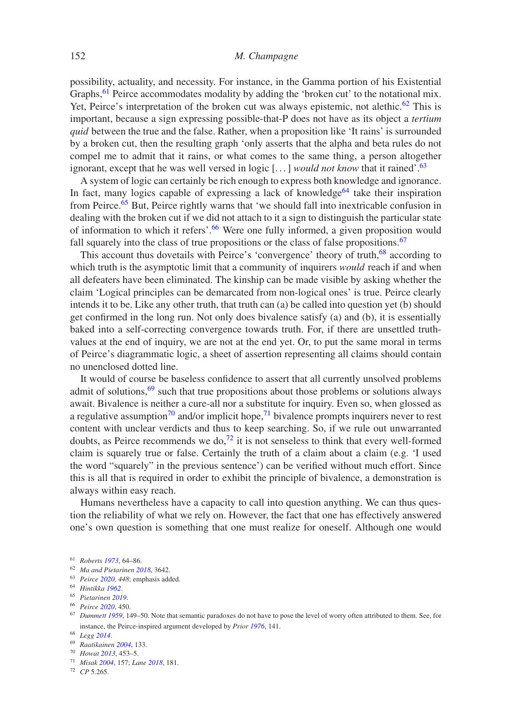possibility, actuality, and necessity. For instance, in the Gamma portion of his Existential Graphs,[61] Peirce accommodates modality by adding the 'broken cut' to the notational mix. Yet, Peirce's interpretation of the broken cut was always epistemic, not alethic.[62] This is important, because a sign expressing possible-that-P does not have as its object a *tertium quid* between the true and the false. Rather, when a proposition like 'It rains' is surrounded by a broken cut, then the resulting graph 'only asserts that the alpha and beta rules do not compel me to admit that it rains, or what comes to the same thing, a person altogether ignorant, except that he was well versed in logic [...] *would not know* that it rained'.[63]

A system of logic can certainly be rich enough to express both knowledge and ignorance. In fact, many logics capable of expressing a lack of knowledge[64] take their inspiration from Peirce.[65] But, Peirce rightly warns that 'we should fall into inextricable confusion in dealing with the broken cut if we did not attach to it a sign to distinguish the particular state of information to which it refers'.[66] Were one fully informed, a given proposition would fall squarely into the class of true propositions or the class of false propositions.[67]

This account thus dovetails with Peirce's 'convergence' theory of truth,[68] according to which truth is the asymptotic limit that a community of inquirers *would* reach if and when all defeaters have been eliminated. The kinship can be made visible by asking whether the claim 'Logical principles can be demarcated from non-logical ones' is true. Peirce clearly intends it to be. Like any other truth, that truth can (a) be called into question yet (b) should get confirmed in the long run. Not only does bivalence satisfy (a) and (b), it is essentially baked into a self-correcting convergence towards truth. For, if there are unsettled truth-values at the end of inquiry, we are not at the end yet. Or, to put the same moral in terms of Peirce's diagrammatic logic, a sheet of assertion representing all claims should contain no unenclosed dotted line.

It would of course be baseless confidence to assert that all currently unsolved problems admit of solutions,[69] such that true propositions about those problems or solutions always await. Bivalence is neither a cure-all nor a substitute for inquiry. Even so, when glossed as a regulative assumption[70] and/or implicit hope,[71] bivalence prompts inquirers never to rest content with unclear verdicts and thus to keep searching. So, if we rule out unwarranted doubts, as Peirce recommends we do,[72] it is not senseless to think that every well-formed claim is squarely true or false. Certainly the truth of a claim about a claim (e.g. 'I used the word "squarely" in the previous sentence') can be verified without much effort. Since this is all that is required in order to exhibit the principle of bivalence, a demonstration is always within easy reach.

Humans nevertheless have a capacity to call into question anything. We can thus question the reliability of what we rely on. However, the fact that one has effectively answered one's own question is something that one must realize for oneself. Although one would

---

[61] *Roberts 1973*, 64–86.

[62] *Ma and Pietarinen 2018*, 3642.

[63] *Peirce 2020, 448*; emphasis added.

[64] *Hintikka 1962*.

[65] *Pietarinen 2019*.

[66] *Peirce 2020*, 450.

[67] *Dummett 1959*, 149–50. Note that semantic paradoxes do not have to pose the level of worry often attributed to them. See, for instance, the Peirce-inspired argument developed by *Prior 1976*, 141.

[68] *Legg 2014*.

[69] *Raatikainen 2004*, 133.

[70] *Howat 2013*, 453–5.

[71] *Misak 2004*, 157; *Lane 2018*, 181.

[72] *CP* 5.265.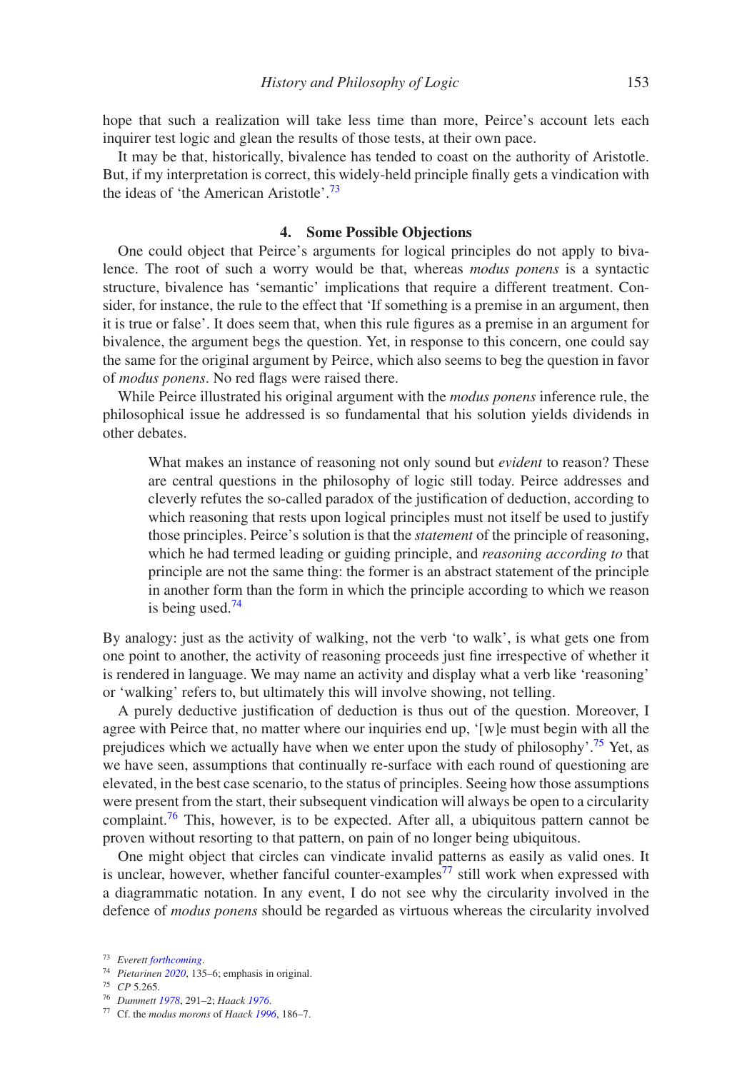hope that such a realization will take less time than more, Peirce's account lets each inquirer test logic and glean the results of those tests, at their own pace.

It may be that, historically, bivalence has tended to coast on the authority of Aristotle. But, if my interpretation is correct, this widely-held principle finally gets a vindication with the ideas of 'the American Aristotle'.[73]

## 4. Some Possible Objections

One could object that Peirce's arguments for logical principles do not apply to bivalence. The root of such a worry would be that, whereas *modus ponens* is a syntactic structure, bivalence has 'semantic' implications that require a different treatment. Consider, for instance, the rule to the effect that 'If something is a premise in an argument, then it is true or false'. It does seem that, when this rule figures as a premise in an argument for bivalence, the argument begs the question. Yet, in response to this concern, one could say the same for the original argument by Peirce, which also seems to beg the question in favor of *modus ponens*. No red flags were raised there.

While Peirce illustrated his original argument with the *modus ponens* inference rule, the philosophical issue he addressed is so fundamental that his solution yields dividends in other debates.

> What makes an instance of reasoning not only sound but *evident* to reason? These are central questions in the philosophy of logic still today. Peirce addresses and cleverly refutes the so-called paradox of the justification of deduction, according to which reasoning that rests upon logical principles must not itself be used to justify those principles. Peirce's solution is that the *statement* of the principle of reasoning, which he had termed leading or guiding principle, and *reasoning according to* that principle are not the same thing: the former is an abstract statement of the principle in another form than the form in which the principle according to which we reason is being used.[74]

By analogy: just as the activity of walking, not the verb 'to walk', is what gets one from one point to another, the activity of reasoning proceeds just fine irrespective of whether it is rendered in language. We may name an activity and display what a verb like 'reasoning' or 'walking' refers to, but ultimately this will involve showing, not telling.

A purely deductive justification of deduction is thus out of the question. Moreover, I agree with Peirce that, no matter where our inquiries end up, '[w]e must begin with all the prejudices which we actually have when we enter upon the study of philosophy'.[75] Yet, as we have seen, assumptions that continually re-surface with each round of questioning are elevated, in the best case scenario, to the status of principles. Seeing how those assumptions were present from the start, their subsequent vindication will always be open to a circularity complaint.[76] This, however, is to be expected. After all, a ubiquitous pattern cannot be proven without resorting to that pattern, on pain of no longer being ubiquitous.

One might object that circles can vindicate invalid patterns as easily as valid ones. It is unclear, however, whether fanciful counter-examples[77] still work when expressed with a diagrammatic notation. In any event, I do not see why the circularity involved in the defence of *modus ponens* should be regarded as virtuous whereas the circularity involved

---

73 *Everett forthcoming*.

74 *Pietarinen 2020*, 135–6; emphasis in original.

75 *CP* 5.265.

76 *Dummett 1978*, 291–2; *Haack 1976*.

77 Cf. the *modus morons* of *Haack 1996*, 186–7.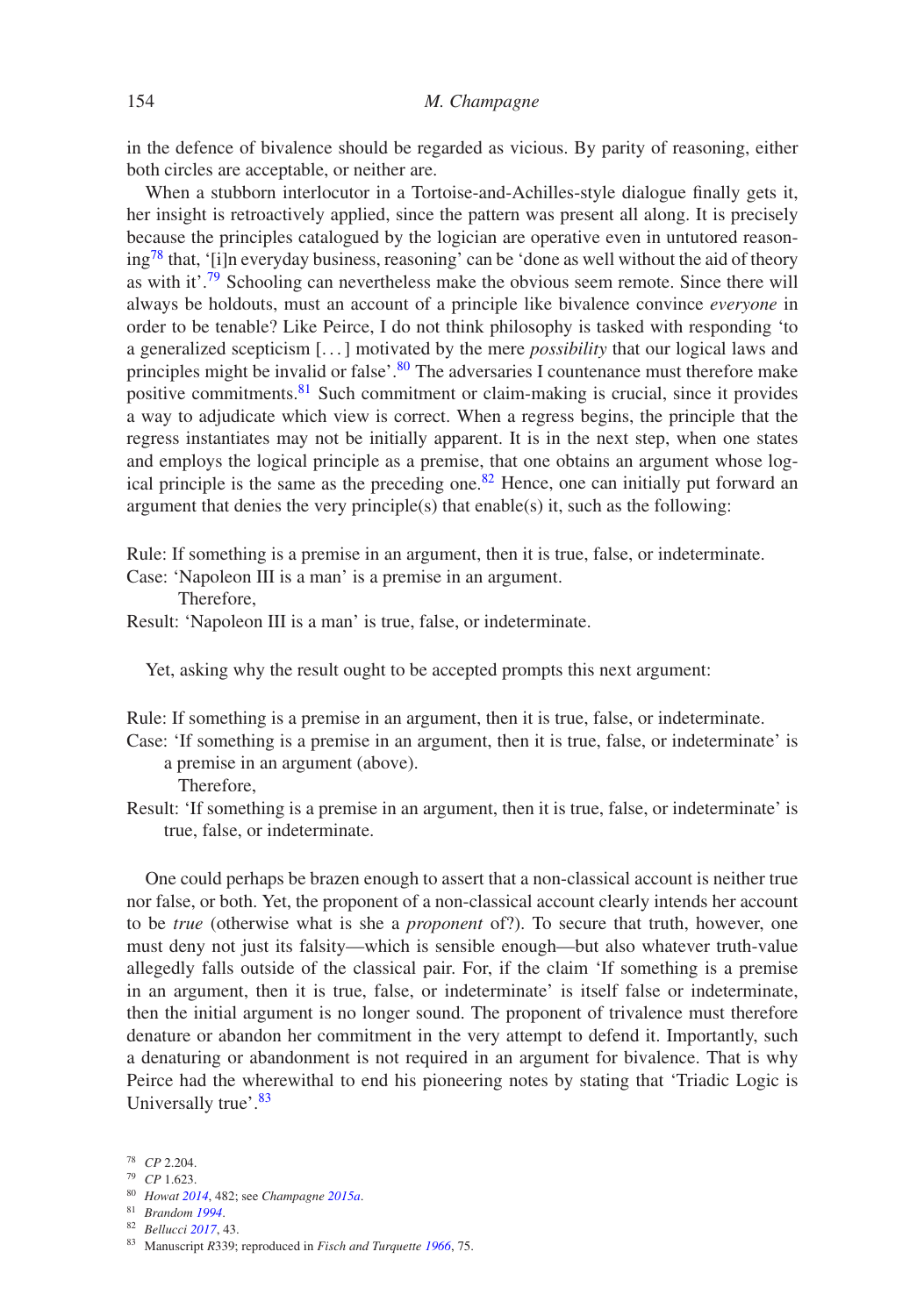in the defence of bivalence should be regarded as vicious. By parity of reasoning, either both circles are acceptable, or neither are.

When a stubborn interlocutor in a Tortoise-and-Achilles-style dialogue finally gets it, her insight is retroactively applied, since the pattern was present all along. It is precisely because the principles catalogued by the logician are operative even in untutored reasoning[78] that, '[i]n everyday business, reasoning' can be 'done as well without the aid of theory as with it'.[79] Schooling can nevertheless make the obvious seem remote. Since there will always be holdouts, must an account of a principle like bivalence convince *everyone* in order to be tenable? Like Peirce, I do not think philosophy is tasked with responding 'to a generalized scepticism [. . . ] motivated by the mere *possibility* that our logical laws and principles might be invalid or false'.[80] The adversaries I countenance must therefore make positive commitments.[81] Such commitment or claim-making is crucial, since it provides a way to adjudicate which view is correct. When a regress begins, the principle that the regress instantiates may not be initially apparent. It is in the next step, when one states and employs the logical principle as a premise, that one obtains an argument whose logical principle is the same as the preceding one.[82] Hence, one can initially put forward an argument that denies the very principle(s) that enable(s) it, such as the following:

Rule: If something is a premise in an argument, then it is true, false, or indeterminate.
Case: 'Napoleon III is a man' is a premise in an argument.
Therefore,
Result: 'Napoleon III is a man' is true, false, or indeterminate.

Yet, asking why the result ought to be accepted prompts this next argument:

Rule: If something is a premise in an argument, then it is true, false, or indeterminate.
Case: 'If something is a premise in an argument, then it is true, false, or indeterminate' is a premise in an argument (above).
Therefore,
Result: 'If something is a premise in an argument, then it is true, false, or indeterminate' is true, false, or indeterminate.

One could perhaps be brazen enough to assert that a non-classical account is neither true nor false, or both. Yet, the proponent of a non-classical account clearly intends her account to be *true* (otherwise what is she a *proponent* of?). To secure that truth, however, one must deny not just its falsity—which is sensible enough—but also whatever truth-value allegedly falls outside of the classical pair. For, if the claim 'If something is a premise in an argument, then it is true, false, or indeterminate' is itself false or indeterminate, then the initial argument is no longer sound. The proponent of trivalence must therefore denature or abandon her commitment in the very attempt to defend it. Importantly, such a denaturing or abandonment is not required in an argument for bivalence. That is why Peirce had the wherewithal to end his pioneering notes by stating that 'Triadic Logic is Universally true'.[83]

[78] *CP* 2.204.
[79] *CP* 1.623.
[80] *Howat 2014*, 482; see *Champagne 2015a*.
[81] *Brandom 1994*.
[82] *Bellucci 2017*, 43.
[83] Manuscript *R*339; reproduced in *Fisch and Turquette 1966*, 75.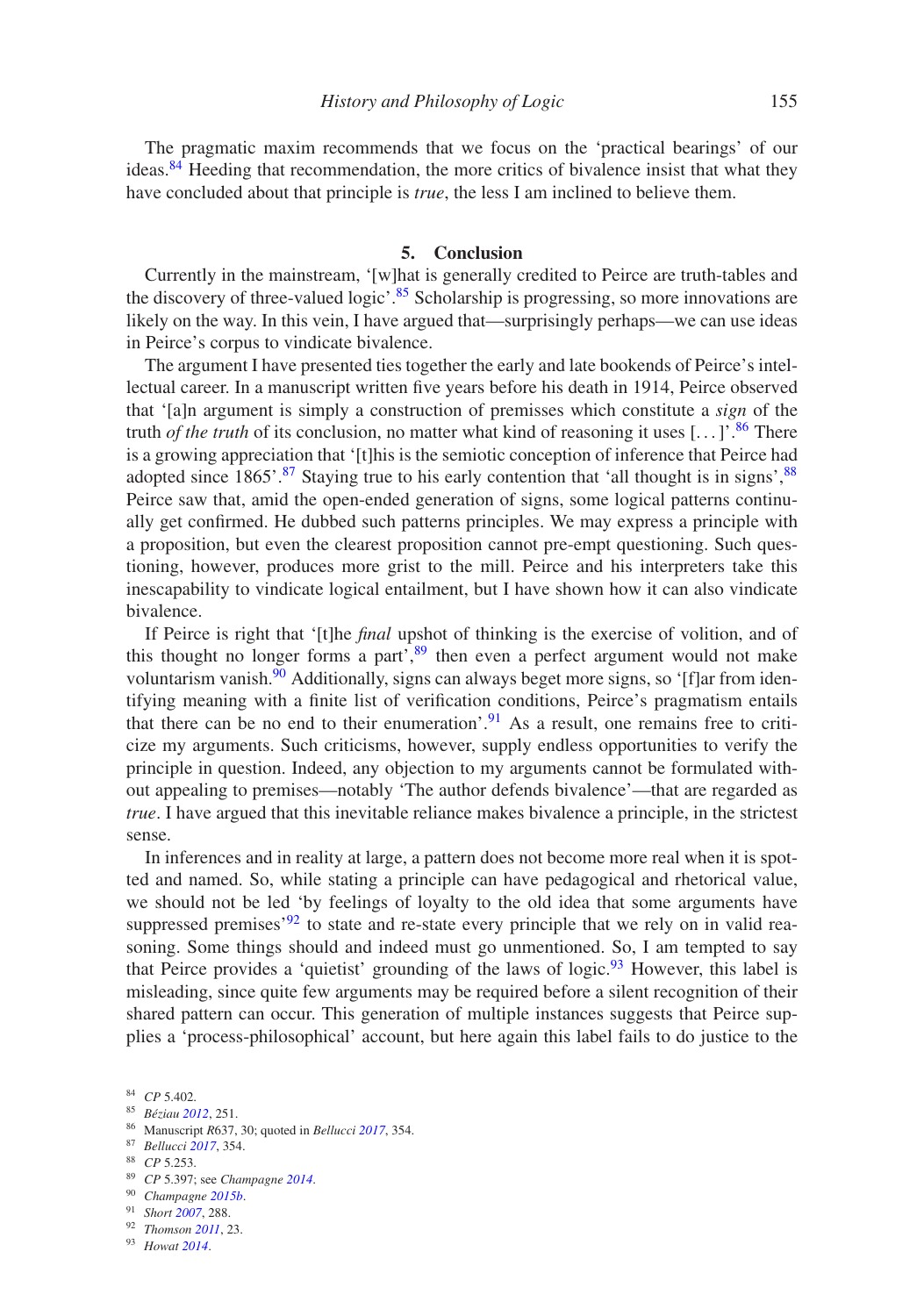The pragmatic maxim recommends that we focus on the 'practical bearings' of our ideas.[84] Heeding that recommendation, the more critics of bivalence insist that what they have concluded about that principle is *true*, the less I am inclined to believe them.

## 5. Conclusion

Currently in the mainstream, '[w]hat is generally credited to Peirce are truth-tables and the discovery of three-valued logic'.[85] Scholarship is progressing, so more innovations are likely on the way. In this vein, I have argued that—surprisingly perhaps—we can use ideas in Peirce's corpus to vindicate bivalence.

The argument I have presented ties together the early and late bookends of Peirce's intellectual career. In a manuscript written five years before his death in 1914, Peirce observed that '[a]n argument is simply a construction of premisses which constitute a *sign* of the truth *of the truth* of its conclusion, no matter what kind of reasoning it uses [...]'.[86] There is a growing appreciation that '[t]his is the semiotic conception of inference that Peirce had adopted since 1865'.[87] Staying true to his early contention that 'all thought is in signs',[88] Peirce saw that, amid the open-ended generation of signs, some logical patterns continually get confirmed. He dubbed such patterns principles. We may express a principle with a proposition, but even the clearest proposition cannot pre-empt questioning. Such questioning, however, produces more grist to the mill. Peirce and his interpreters take this inescapability to vindicate logical entailment, but I have shown how it can also vindicate bivalence.

If Peirce is right that '[t]he *final* upshot of thinking is the exercise of volition, and of this thought no longer forms a part',[89] then even a perfect argument would not make voluntarism vanish.[90] Additionally, signs can always beget more signs, so '[f]ar from identifying meaning with a finite list of verification conditions, Peirce's pragmatism entails that there can be no end to their enumeration'.[91] As a result, one remains free to criticize my arguments. Such criticisms, however, supply endless opportunities to verify the principle in question. Indeed, any objection to my arguments cannot be formulated without appealing to premises—notably 'The author defends bivalence'—that are regarded as *true*. I have argued that this inevitable reliance makes bivalence a principle, in the strictest sense.

In inferences and in reality at large, a pattern does not become more real when it is spotted and named. So, while stating a principle can have pedagogical and rhetorical value, we should not be led 'by feelings of loyalty to the old idea that some arguments have suppressed premises'[92] to state and re-state every principle that we rely on in valid reasoning. Some things should and indeed must go unmentioned. So, I am tempted to say that Peirce provides a 'quietist' grounding of the laws of logic.[93] However, this label is misleading, since quite few arguments may be required before a silent recognition of their shared pattern can occur. This generation of multiple instances suggests that Peirce supplies a 'process-philosophical' account, but here again this label fails to do justice to the

---

[84] *CP* 5.402.

[85] *Béziau 2012*, 251.

[86] Manuscript *R*637, 30; quoted in *Bellucci 2017*, 354.

[87] *Bellucci 2017*, 354.

[88] *CP* 5.253.

[89] *CP* 5.397; see *Champagne 2014*.

[90] *Champagne 2015b*.

[91] *Short 2007*, 288.

[92] *Thomson 2011*, 23.

[93] *Howat 2014*.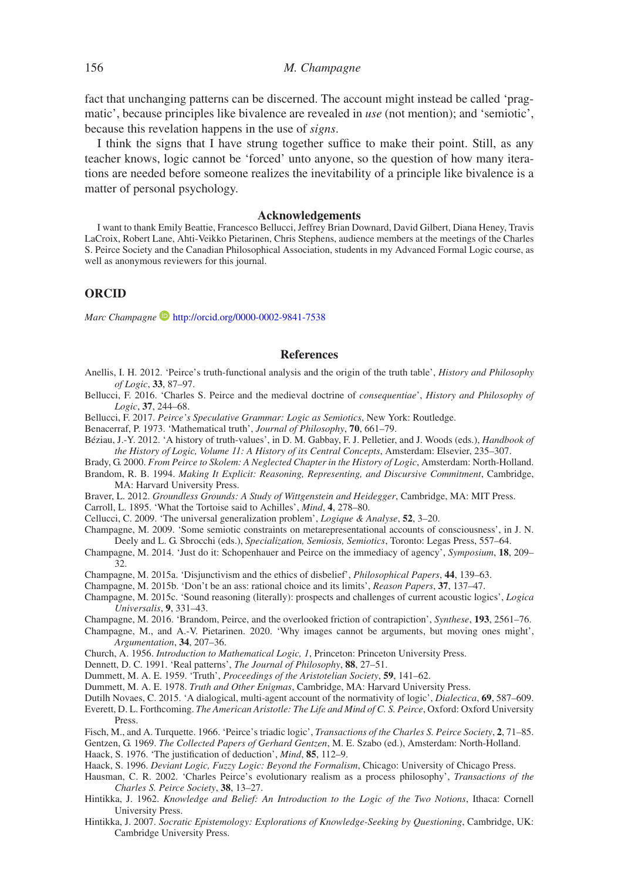fact that unchanging patterns can be discerned. The account might instead be called 'pragmatic', because principles like bivalence are revealed in *use* (not mention); and 'semiotic', because this revelation happens in the use of *signs*.

I think the signs that I have strung together suffice to make their point. Still, as any teacher knows, logic cannot be 'forced' unto anyone, so the question of how many iterations are needed before someone realizes the inevitability of a principle like bivalence is a matter of personal psychology.

## Acknowledgements

I want to thank Emily Beattie, Francesco Bellucci, Jeffrey Brian Downard, David Gilbert, Diana Heney, Travis LaCroix, Robert Lane, Ahti-Veikko Pietarinen, Chris Stephens, audience members at the meetings of the Charles S. Peirce Society and the Canadian Philosophical Association, students in my Advanced Formal Logic course, as well as anonymous reviewers for this journal.

## ORCID

*Marc Champagne* http://orcid.org/0000-0002-9841-7538

## References

Anellis, I. H. 2012. 'Peirce's truth-functional analysis and the origin of the truth table', *History and Philosophy of Logic*, **33**, 87–97.

Bellucci, F. 2016. 'Charles S. Peirce and the medieval doctrine of *consequentiae*', *History and Philosophy of Logic*, **37**, 244–68.

Bellucci, F. 2017. *Peirce's Speculative Grammar: Logic as Semiotics*, New York: Routledge.

Benacerraf, P. 1973. 'Mathematical truth', *Journal of Philosophy*, **70**, 661–79.

Béziau, J.-Y. 2012. 'A history of truth-values', in D. M. Gabbay, F. J. Pelletier, and J. Woods (eds.), *Handbook of the History of Logic, Volume 11: A History of its Central Concepts*, Amsterdam: Elsevier, 235–307.

Brady, G. 2000. *From Peirce to Skolem: A Neglected Chapter in the History of Logic*, Amsterdam: North-Holland.

Brandom, R. B. 1994. *Making It Explicit: Reasoning, Representing, and Discursive Commitment*, Cambridge, MA: Harvard University Press.

Braver, L. 2012. *Groundless Grounds: A Study of Wittgenstein and Heidegger*, Cambridge, MA: MIT Press.

Carroll, L. 1895. 'What the Tortoise said to Achilles', *Mind*, **4**, 278–80.

Cellucci, C. 2009. 'The universal generalization problem', *Logique & Analyse*, **52**, 3–20.

Champagne, M. 2009. 'Some semiotic constraints on metarepresentational accounts of consciousness', in J. N. Deely and L. G. Sbrocchi (eds.), *Specialization, Semiosis, Semiotics*, Toronto: Legas Press, 557–64.

Champagne, M. 2014. 'Just do it: Schopenhauer and Peirce on the immediacy of agency', *Symposium*, **18**, 209–32.

Champagne, M. 2015a. 'Disjunctivism and the ethics of disbelief', *Philosophical Papers*, **44**, 139–63.

Champagne, M. 2015b. 'Don't be an ass: rational choice and its limits', *Reason Papers*, **37**, 137–47.

Champagne, M. 2015c. 'Sound reasoning (literally): prospects and challenges of current acoustic logics', *Logica Universalis*, **9**, 331–43.

Champagne, M. 2016. 'Brandom, Peirce, and the overlooked friction of contrapiction', *Synthese*, **193**, 2561–76.

Champagne, M., and A.-V. Pietarinen. 2020. 'Why images cannot be arguments, but moving ones might', *Argumentation*, **34**, 207–36.

Church, A. 1956. *Introduction to Mathematical Logic, 1*, Princeton: Princeton University Press.

Dennett, D. C. 1991. 'Real patterns', *The Journal of Philosophy*, **88**, 27–51.

Dummett, M. A. E. 1959. 'Truth', *Proceedings of the Aristotelian Society*, **59**, 141–62.

Dummett, M. A. E. 1978. *Truth and Other Enigmas*, Cambridge, MA: Harvard University Press.

Dutilh Novaes, C. 2015. 'A dialogical, multi-agent account of the normativity of logic', *Dialectica*, **69**, 587–609.

Everett, D. L. Forthcoming. *The American Aristotle: The Life and Mind of C. S. Peirce*, Oxford: Oxford University Press.

Fisch, M., and A. Turquette. 1966. 'Peirce's triadic logic', *Transactions of the Charles S. Peirce Society*, **2**, 71–85.

Gentzen, G. 1969. *The Collected Papers of Gerhard Gentzen*, M. E. Szabo (ed.), Amsterdam: North-Holland.

Haack, S. 1976. 'The justification of deduction', *Mind*, **85**, 112–9.

Haack, S. 1996. *Deviant Logic, Fuzzy Logic: Beyond the Formalism*, Chicago: University of Chicago Press.

Hausman, C. R. 2002. 'Charles Peirce's evolutionary realism as a process philosophy', *Transactions of the Charles S. Peirce Society*, **38**, 13–27.

Hintikka, J. 1962. *Knowledge and Belief: An Introduction to the Logic of the Two Notions*, Ithaca: Cornell University Press.

Hintikka, J. 2007. *Socratic Epistemology: Explorations of Knowledge-Seeking by Questioning*, Cambridge, UK: Cambridge University Press.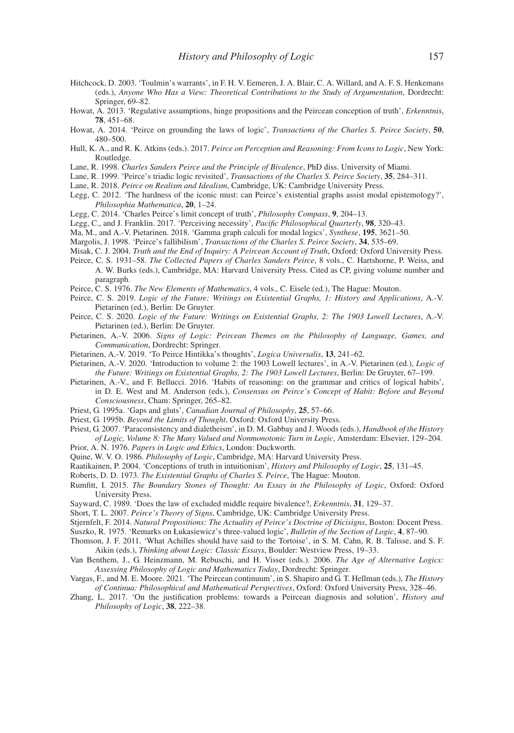Hitchcock, D. 2003. 'Toulmin's warrants', in F. H. V. Eemeren, J. A. Blair, C. A. Willard, and A. F. S. Henkemans (eds.), *Anyone Who Has a View: Theoretical Contributions to the Study of Argumentation*, Dordrecht: Springer, 69–82.

Howat, A. 2013. 'Regulative assumptions, hinge propositions and the Peircean conception of truth', *Erkenntnis*, **78**, 451–68.

Howat, A. 2014. 'Peirce on grounding the laws of logic', *Transactions of the Charles S. Peirce Society*, **50**, 480–500.

Hull, K. A., and R. K. Atkins (eds.). 2017. *Peirce on Perception and Reasoning: From Icons to Logic*, New York: Routledge.

Lane, R. 1998. *Charles Sanders Peirce and the Principle of Bivalence*, PhD diss. University of Miami.

Lane, R. 1999. 'Peirce's triadic logic revisited', *Transactions of the Charles S. Peirce Society*, **35**, 284–311.

Lane, R. 2018. *Peirce on Realism and Idealism*, Cambridge, UK: Cambridge University Press.

Legg, C. 2012. 'The hardness of the iconic must: can Peirce's existential graphs assist modal epistemology?', *Philosophia Mathematica*, **20**, 1–24.

Legg, C. 2014. 'Charles Peirce's limit concept of truth', *Philosophy Compass*, **9**, 204–13.

Legg, C., and J. Franklin. 2017. 'Perceiving necessity', *Pacific Philosophical Quarterly*, **98**, 320–43.

Ma, M., and A.-V. Pietarinen. 2018. 'Gamma graph calculi for modal logics', *Synthese*, **195**, 3621–50.

Margolis, J. 1998. 'Peirce's fallibilism', *Transactions of the Charles S. Peirce Society*, **34**, 535–69.

Misak, C. J. 2004. *Truth and the End of Inquiry: A Peircean Account of Truth*, Oxford: Oxford University Press.

Peirce, C. S. 1931–58. *The Collected Papers of Charles Sanders Peirce*, 8 vols., C. Hartshorne, P. Weiss, and A. W. Burks (eds.), Cambridge, MA: Harvard University Press. Cited as CP, giving volume number and paragraph.

Peirce, C. S. 1976. *The New Elements of Mathematics*, 4 vols., C. Eisele (ed.), The Hague: Mouton.

Peirce, C. S. 2019. *Logic of the Future: Writings on Existential Graphs, 1: History and Applications*, A.-V. Pietarinen (ed.), Berlin: De Gruyter.

Peirce, C. S. 2020. *Logic of the Future: Writings on Existential Graphs, 2: The 1903 Lowell Lectures*, A.-V. Pietarinen (ed.), Berlin: De Gruyter.

Pietarinen, A.-V. 2006. *Signs of Logic: Peircean Themes on the Philosophy of Language, Games, and Communication*, Dordrecht: Springer.

Pietarinen, A.-V. 2019. 'To Peirce Hintikka's thoughts', *Logica Universalis*, **13**, 241–62.

Pietarinen, A.-V. 2020. 'Introduction to volume 2: the 1903 Lowell lectures', in A.-V. Pietarinen (ed.), *Logic of the Future: Writings on Existential Graphs, 2: The 1903 Lowell Lectures*, Berlin: De Gruyter, 67–199.

Pietarinen, A.-V., and F. Bellucci. 2016. 'Habits of reasoning: on the grammar and critics of logical habits', in D. E. West and M. Anderson (eds.), *Consensus on Peirce's Concept of Habit: Before and Beyond Consciousness*, Cham: Springer, 265–82.

Priest, G. 1995a. 'Gaps and gluts', *Canadian Journal of Philosophy*, **25**, 57–66.

Priest, G. 1995b. *Beyond the Limits of Thought*, Oxford: Oxford University Press.

Priest, G. 2007. 'Paraconsistency and dialetheism', in D. M. Gabbay and J. Woods (eds.), *Handbook of the History of Logic, Volume 8: The Many Valued and Nonmonotonic Turn in Logic*, Amsterdam: Elsevier, 129–204.

Prior, A. N. 1976. *Papers in Logic and Ethics*, London: Duckworth.

Quine, W. V. O. 1986. *Philosophy of Logic*, Cambridge, MA: Harvard University Press.

Raatikainen, P. 2004. 'Conceptions of truth in intuitionism', *History and Philosophy of Logic*, **25**, 131–45.

Roberts, D. D. 1973. *The Existential Graphs of Charles S. Peirce*, The Hague: Mouton.

Rumfitt, I. 2015. *The Boundary Stones of Thought: An Essay in the Philosophy of Logic*, Oxford: Oxford University Press.

Sayward, C. 1989. 'Does the law of excluded middle require bivalence?, *Erkenntnis*, **31**, 129–37.

Short, T. L. 2007. *Peirce's Theory of Signs*, Cambridge, UK: Cambridge University Press.

Stjernfelt, F. 2014. *Natural Propositions: The Actuality of Peirce's Doctrine of Dicisigns*, Boston: Docent Press.

Suszko, R. 1975. 'Remarks on Łukasiewicz's three-valued logic', *Bulletin of the Section of Logic*, **4**, 87–90.

Thomson, J. F. 2011. 'What Achilles should have said to the Tortoise', in S. M. Cahn, R. B. Talisse, and S. F. Aikin (eds.), *Thinking about Logic: Classic Essays*, Boulder: Westview Press, 19–33.

Van Benthem, J., G. Heinzmann, M. Rebuschi, and H. Visser (eds.). 2006. *The Age of Alternative Logics: Assessing Philosophy of Logic and Mathematics Today*, Dordrecht: Springer.

Vargas, F., and M. E. Moore. 2021. 'The Peircean continuum', in S. Shapiro and G. T. Hellman (eds.), *The History of Continua: Philosophical and Mathematical Perspectives*, Oxford: Oxford University Press, 328–46.

Zhang, L. 2017. 'On the justification problems: towards a Peircean diagnosis and solution', *History and Philosophy of Logic*, **38**, 222–38.